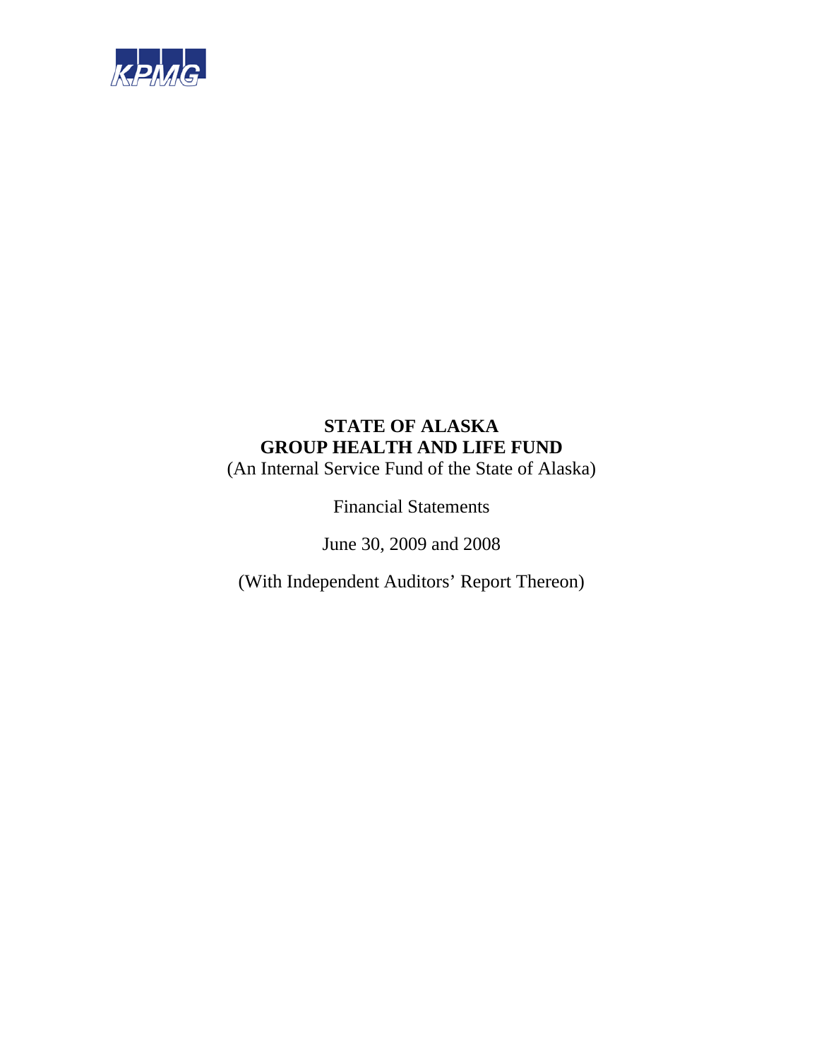KPMG

# STATE OF ALASKA
# GROUP HEALTH AND LIFE FUND

(An Internal Service Fund of the State of Alaska)

Financial Statements

June 30, 2009 and 2008

(With Independent Auditors' Report Thereon)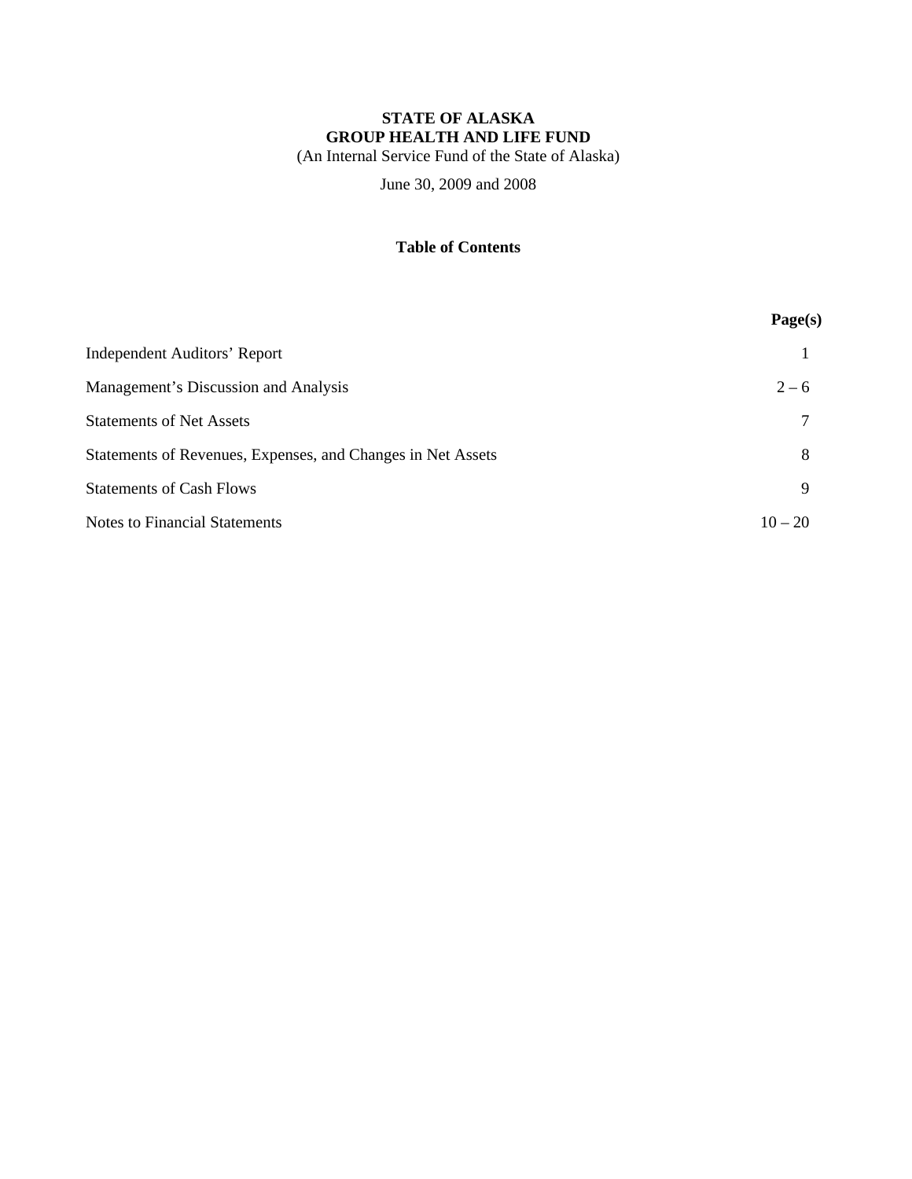**STATE OF ALASKA**
**GROUP HEALTH AND LIFE FUND**
(An Internal Service Fund of the State of Alaska)

June 30, 2009 and 2008

**Table of Contents**

| | Page(s) |
|---|---|
| Independent Auditors' Report | 1 |
| Management's Discussion and Analysis | 2 – 6 |
| Statements of Net Assets | 7 |
| Statements of Revenues, Expenses, and Changes in Net Assets | 8 |
| Statements of Cash Flows | 9 |
| Notes to Financial Statements | 10 – 20 |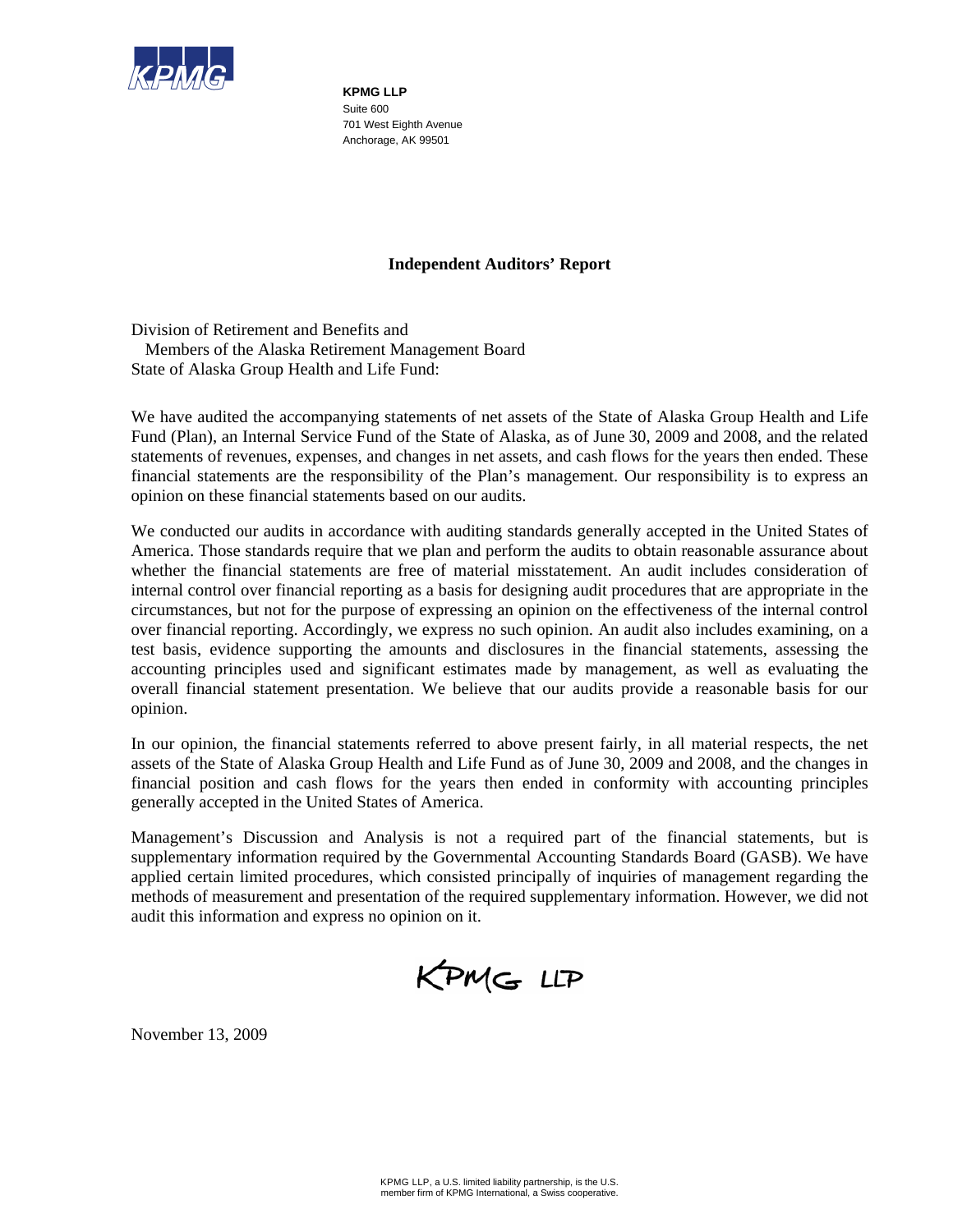**KPMG LLP**
Suite 600
701 West Eighth Avenue
Anchorage, AK 99501

## Independent Auditors' Report

Division of Retirement and Benefits and
Members of the Alaska Retirement Management Board
State of Alaska Group Health and Life Fund:

We have audited the accompanying statements of net assets of the State of Alaska Group Health and Life Fund (Plan), an Internal Service Fund of the State of Alaska, as of June 30, 2009 and 2008, and the related statements of revenues, expenses, and changes in net assets, and cash flows for the years then ended. These financial statements are the responsibility of the Plan's management. Our responsibility is to express an opinion on these financial statements based on our audits.

We conducted our audits in accordance with auditing standards generally accepted in the United States of America. Those standards require that we plan and perform the audits to obtain reasonable assurance about whether the financial statements are free of material misstatement. An audit includes consideration of internal control over financial reporting as a basis for designing audit procedures that are appropriate in the circumstances, but not for the purpose of expressing an opinion on the effectiveness of the internal control over financial reporting. Accordingly, we express no such opinion. An audit also includes examining, on a test basis, evidence supporting the amounts and disclosures in the financial statements, assessing the accounting principles used and significant estimates made by management, as well as evaluating the overall financial statement presentation. We believe that our audits provide a reasonable basis for our opinion.

In our opinion, the financial statements referred to above present fairly, in all material respects, the net assets of the State of Alaska Group Health and Life Fund as of June 30, 2009 and 2008, and the changes in financial position and cash flows for the years then ended in conformity with accounting principles generally accepted in the United States of America.

Management's Discussion and Analysis is not a required part of the financial statements, but is supplementary information required by the Governmental Accounting Standards Board (GASB). We have applied certain limited procedures, which consisted principally of inquiries of management regarding the methods of measurement and presentation of the required supplementary information. However, we did not audit this information and express no opinion on it.

KPMG LLP

November 13, 2009

KPMG LLP, a U.S. limited liability partnership, is the U.S. member firm of KPMG International, a Swiss cooperative.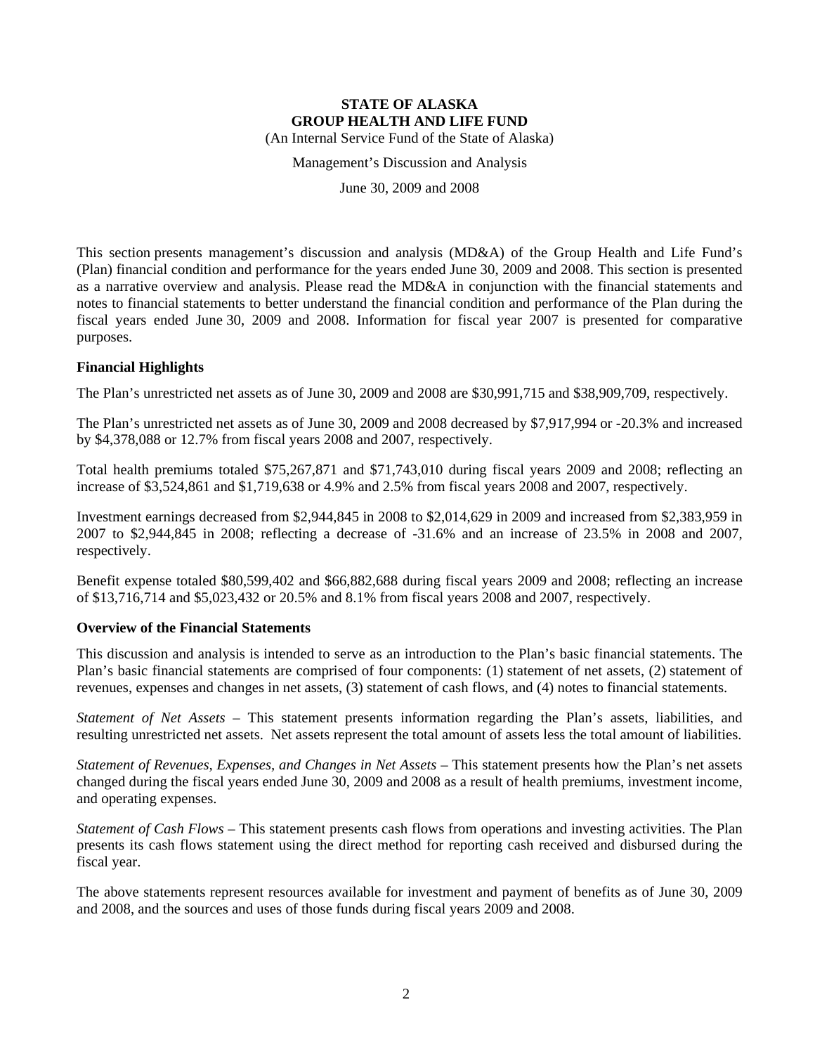**STATE OF ALASKA**
**GROUP HEALTH AND LIFE FUND**
(An Internal Service Fund of the State of Alaska)

Management's Discussion and Analysis

June 30, 2009 and 2008

This section presents management's discussion and analysis (MD&A) of the Group Health and Life Fund's (Plan) financial condition and performance for the years ended June 30, 2009 and 2008. This section is presented as a narrative overview and analysis. Please read the MD&A in conjunction with the financial statements and notes to financial statements to better understand the financial condition and performance of the Plan during the fiscal years ended June 30, 2009 and 2008. Information for fiscal year 2007 is presented for comparative purposes.

## Financial Highlights

The Plan's unrestricted net assets as of June 30, 2009 and 2008 are $30,991,715 and $38,909,709, respectively.

The Plan's unrestricted net assets as of June 30, 2009 and 2008 decreased by $7,917,994 or -20.3% and increased by $4,378,088 or 12.7% from fiscal years 2008 and 2007, respectively.

Total health premiums totaled $75,267,871 and $71,743,010 during fiscal years 2009 and 2008; reflecting an increase of $3,524,861 and $1,719,638 or 4.9% and 2.5% from fiscal years 2008 and 2007, respectively.

Investment earnings decreased from $2,944,845 in 2008 to $2,014,629 in 2009 and increased from $2,383,959 in 2007 to $2,944,845 in 2008; reflecting a decrease of -31.6% and an increase of 23.5% in 2008 and 2007, respectively.

Benefit expense totaled $80,599,402 and $66,882,688 during fiscal years 2009 and 2008; reflecting an increase of $13,716,714 and $5,023,432 or 20.5% and 8.1% from fiscal years 2008 and 2007, respectively.

## Overview of the Financial Statements

This discussion and analysis is intended to serve as an introduction to the Plan's basic financial statements. The Plan's basic financial statements are comprised of four components: (1) statement of net assets, (2) statement of revenues, expenses and changes in net assets, (3) statement of cash flows, and (4) notes to financial statements.

*Statement of Net Assets* – This statement presents information regarding the Plan's assets, liabilities, and resulting unrestricted net assets. Net assets represent the total amount of assets less the total amount of liabilities.

*Statement of Revenues, Expenses, and Changes in Net Assets* – This statement presents how the Plan's net assets changed during the fiscal years ended June 30, 2009 and 2008 as a result of health premiums, investment income, and operating expenses.

*Statement of Cash Flows* – This statement presents cash flows from operations and investing activities. The Plan presents its cash flows statement using the direct method for reporting cash received and disbursed during the fiscal year.

The above statements represent resources available for investment and payment of benefits as of June 30, 2009 and 2008, and the sources and uses of those funds during fiscal years 2009 and 2008.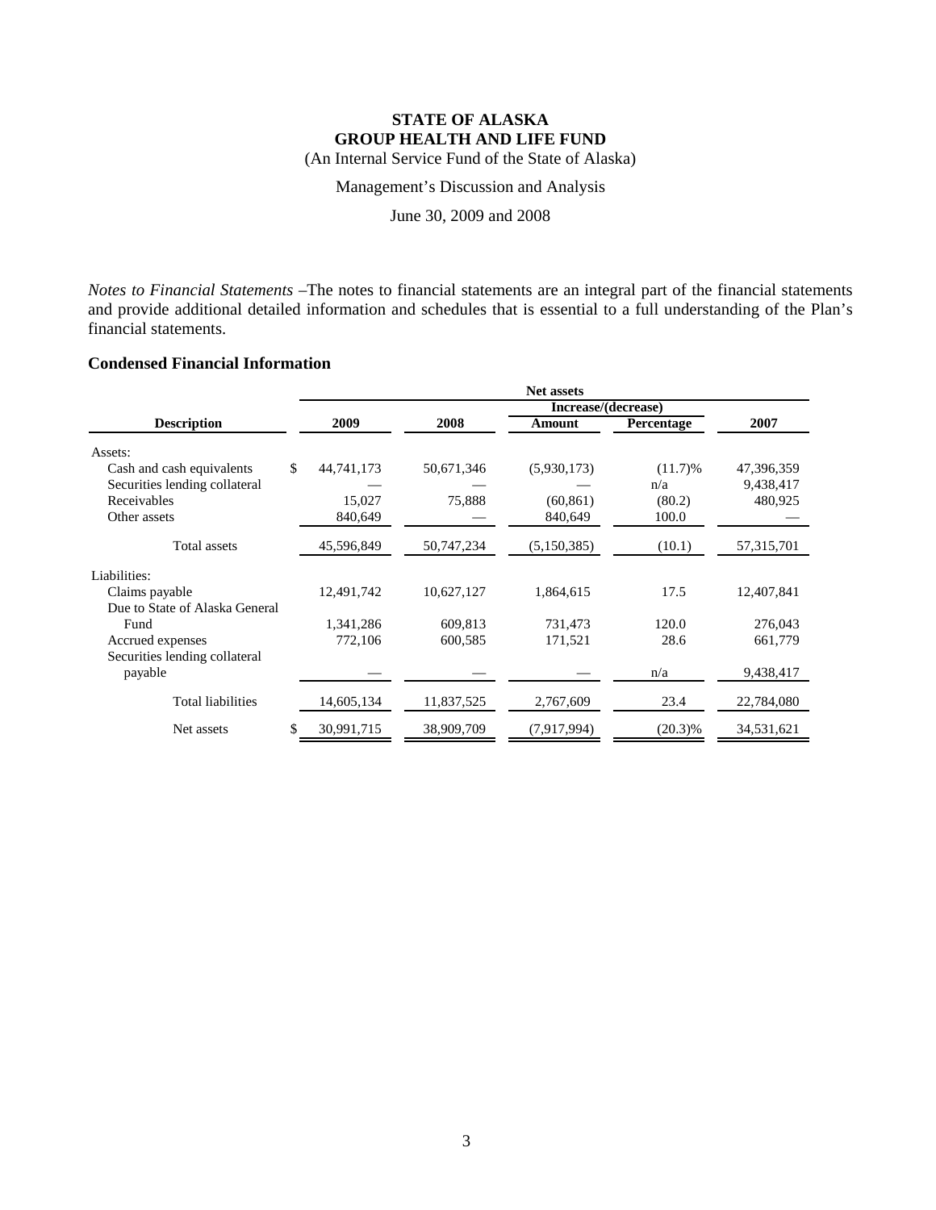# STATE OF ALASKA
## GROUP HEALTH AND LIFE FUND

(An Internal Service Fund of the State of Alaska)

Management's Discussion and Analysis

June 30, 2009 and 2008

*Notes to Financial Statements* –The notes to financial statements are an integral part of the financial statements and provide additional detailed information and schedules that is essential to a full understanding of the Plan's financial statements.

### Condensed Financial Information

| | Net assets | | | | |
|---|---|---|---|---|---|
| | | | Increase/(decrease) | | |
| Description | 2009 | 2008 | Amount | Percentage | 2007 |
| Assets: | | | | | |
| Cash and cash equivalents | $ 44,741,173 | 50,671,346 | (5,930,173) | (11.7)% | 47,396,359 |
| Securities lending collateral | — | — | — | n/a | 9,438,417 |
| Receivables | 15,027 | 75,888 | (60,861) | (80.2) | 480,925 |
| Other assets | 840,649 | — | 840,649 | 100.0 | — |
| Total assets | 45,596,849 | 50,747,234 | (5,150,385) | (10.1) | 57,315,701 |
| Liabilities: | | | | | |
| Claims payable | 12,491,742 | 10,627,127 | 1,864,615 | 17.5 | 12,407,841 |
| Due to State of Alaska General Fund | 1,341,286 | 609,813 | 731,473 | 120.0 | 276,043 |
| Accrued expenses | 772,106 | 600,585 | 171,521 | 28.6 | 661,779 |
| Securities lending collateral payable | — | — | — | n/a | 9,438,417 |
| Total liabilities | 14,605,134 | 11,837,525 | 2,767,609 | 23.4 | 22,784,080 |
| Net assets | $ 30,991,715 | 38,909,709 | (7,917,994) | (20.3)% | 34,531,621 |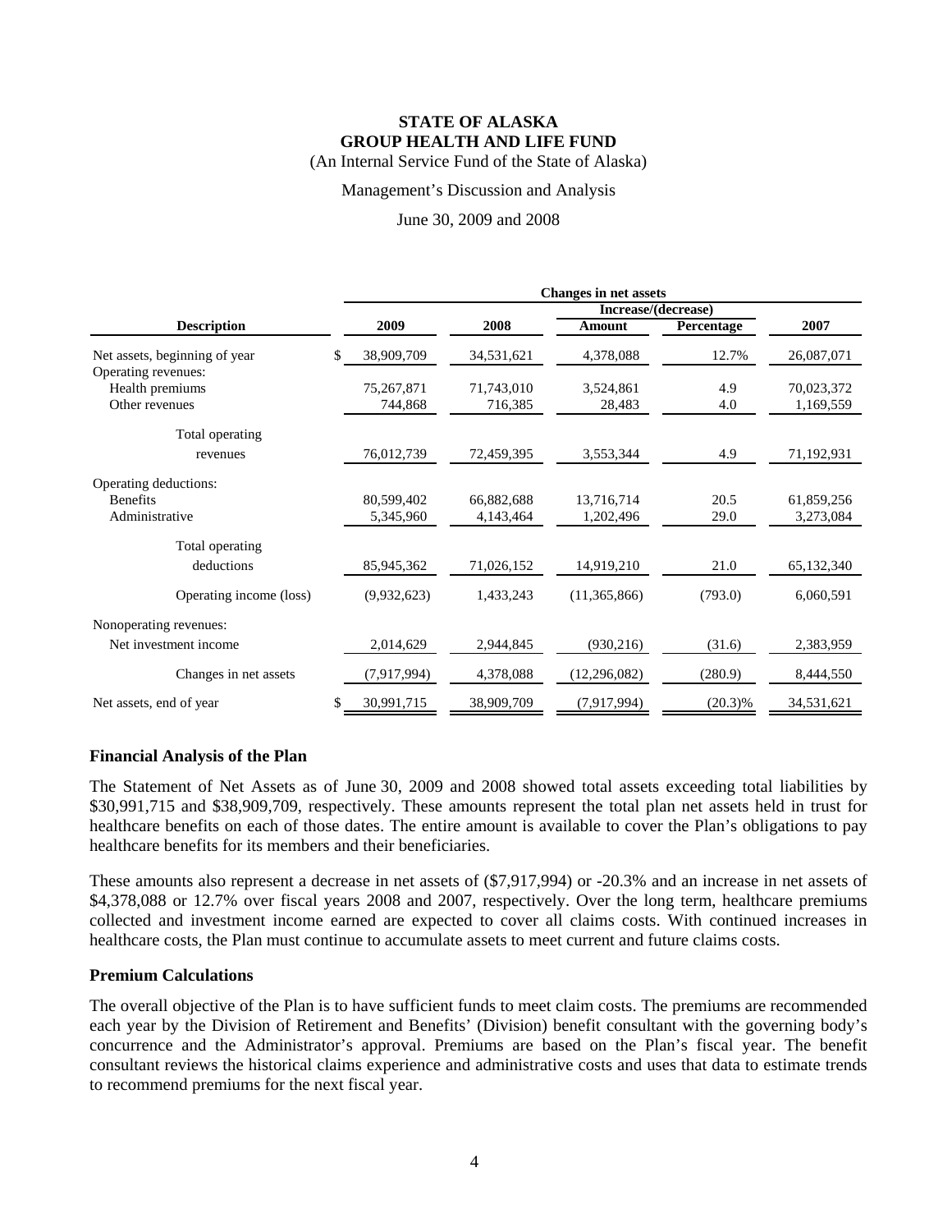# STATE OF ALASKA
## GROUP HEALTH AND LIFE FUND

(An Internal Service Fund of the State of Alaska)

Management's Discussion and Analysis

June 30, 2009 and 2008

| | Changes in net assets | | | | |
|---|---|---|---|---|---|
| | | | Increase/(decrease) | | |
| **Description** | **2009** | **2008** | **Amount** | **Percentage** | **2007** |
| Net assets, beginning of year | $ 38,909,709 | 34,531,621 | 4,378,088 | 12.7% | 26,087,071 |
| Operating revenues: | | | | | |
| Health premiums | 75,267,871 | 71,743,010 | 3,524,861 | 4.9 | 70,023,372 |
| Other revenues | 744,868 | 716,385 | 28,483 | 4.0 | 1,169,559 |
| Total operating revenues | 76,012,739 | 72,459,395 | 3,553,344 | 4.9 | 71,192,931 |
| Operating deductions: | | | | | |
| Benefits | 80,599,402 | 66,882,688 | 13,716,714 | 20.5 | 61,859,256 |
| Administrative | 5,345,960 | 4,143,464 | 1,202,496 | 29.0 | 3,273,084 |
| Total operating deductions | 85,945,362 | 71,026,152 | 14,919,210 | 21.0 | 65,132,340 |
| Operating income (loss) | (9,932,623) | 1,433,243 | (11,365,866) | (793.0) | 6,060,591 |
| Nonoperating revenues: | | | | | |
| Net investment income | 2,014,629 | 2,944,845 | (930,216) | (31.6) | 2,383,959 |
| Changes in net assets | (7,917,994) | 4,378,088 | (12,296,082) | (280.9) | 8,444,550 |
| Net assets, end of year | $ 30,991,715 | 38,909,709 | (7,917,994) | (20.3)% | 34,531,621 |

### Financial Analysis of the Plan

The Statement of Net Assets as of June 30, 2009 and 2008 showed total assets exceeding total liabilities by $30,991,715 and $38,909,709, respectively. These amounts represent the total plan net assets held in trust for healthcare benefits on each of those dates. The entire amount is available to cover the Plan's obligations to pay healthcare benefits for its members and their beneficiaries.

These amounts also represent a decrease in net assets of ($7,917,994) or -20.3% and an increase in net assets of $4,378,088 or 12.7% over fiscal years 2008 and 2007, respectively. Over the long term, healthcare premiums collected and investment income earned are expected to cover all claims costs. With continued increases in healthcare costs, the Plan must continue to accumulate assets to meet current and future claims costs.

### Premium Calculations

The overall objective of the Plan is to have sufficient funds to meet claim costs. The premiums are recommended each year by the Division of Retirement and Benefits' (Division) benefit consultant with the governing body's concurrence and the Administrator's approval. Premiums are based on the Plan's fiscal year. The benefit consultant reviews the historical claims experience and administrative costs and uses that data to estimate trends to recommend premiums for the next fiscal year.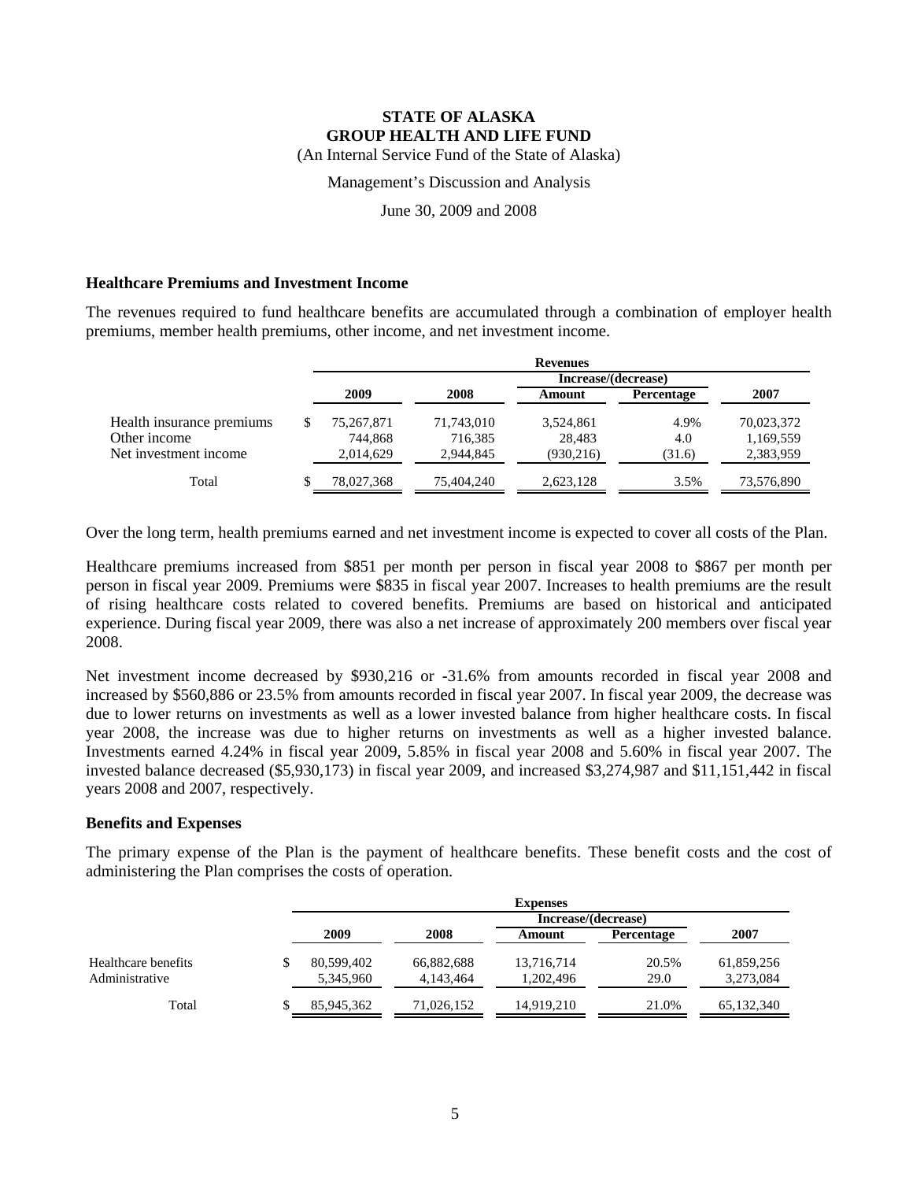# STATE OF ALASKA
# GROUP HEALTH AND LIFE FUND

(An Internal Service Fund of the State of Alaska)

Management's Discussion and Analysis

June 30, 2009 and 2008

### Healthcare Premiums and Investment Income

The revenues required to fund healthcare benefits are accumulated through a combination of employer health premiums, member health premiums, other income, and net investment income.

| | Revenues | | | | |
|---|---|---|---|---|---|
| | | | Increase/(decrease) | | |
| | 2009 | 2008 | Amount | Percentage | 2007 |
| Health insurance premiums | $ 75,267,871 | 71,743,010 | 3,524,861 | 4.9% | 70,023,372 |
| Other income | 744,868 | 716,385 | 28,483 | 4.0 | 1,169,559 |
| Net investment income | 2,014,629 | 2,944,845 | (930,216) | (31.6) | 2,383,959 |
| Total | $ 78,027,368 | 75,404,240 | 2,623,128 | 3.5% | 73,576,890 |

Over the long term, health premiums earned and net investment income is expected to cover all costs of the Plan.

Healthcare premiums increased from $851 per month per person in fiscal year 2008 to $867 per month per person in fiscal year 2009. Premiums were $835 in fiscal year 2007. Increases to health premiums are the result of rising healthcare costs related to covered benefits. Premiums are based on historical and anticipated experience. During fiscal year 2009, there was also a net increase of approximately 200 members over fiscal year 2008.

Net investment income decreased by $930,216 or -31.6% from amounts recorded in fiscal year 2008 and increased by $560,886 or 23.5% from amounts recorded in fiscal year 2007. In fiscal year 2009, the decrease was due to lower returns on investments as well as a lower invested balance from higher healthcare costs. In fiscal year 2008, the increase was due to higher returns on investments as well as a higher invested balance. Investments earned 4.24% in fiscal year 2009, 5.85% in fiscal year 2008 and 5.60% in fiscal year 2007. The invested balance decreased ($5,930,173) in fiscal year 2009, and increased $3,274,987 and $11,151,442 in fiscal years 2008 and 2007, respectively.

### Benefits and Expenses

The primary expense of the Plan is the payment of healthcare benefits. These benefit costs and the cost of administering the Plan comprises the costs of operation.

| | Expenses | | | | |
|---|---|---|---|---|---|
| | | | Increase/(decrease) | | |
| | 2009 | 2008 | Amount | Percentage | 2007 |
| Healthcare benefits | $ 80,599,402 | 66,882,688 | 13,716,714 | 20.5% | 61,859,256 |
| Administrative | 5,345,960 | 4,143,464 | 1,202,496 | 29.0 | 3,273,084 |
| Total | $ 85,945,362 | 71,026,152 | 14,919,210 | 21.0% | 65,132,340 |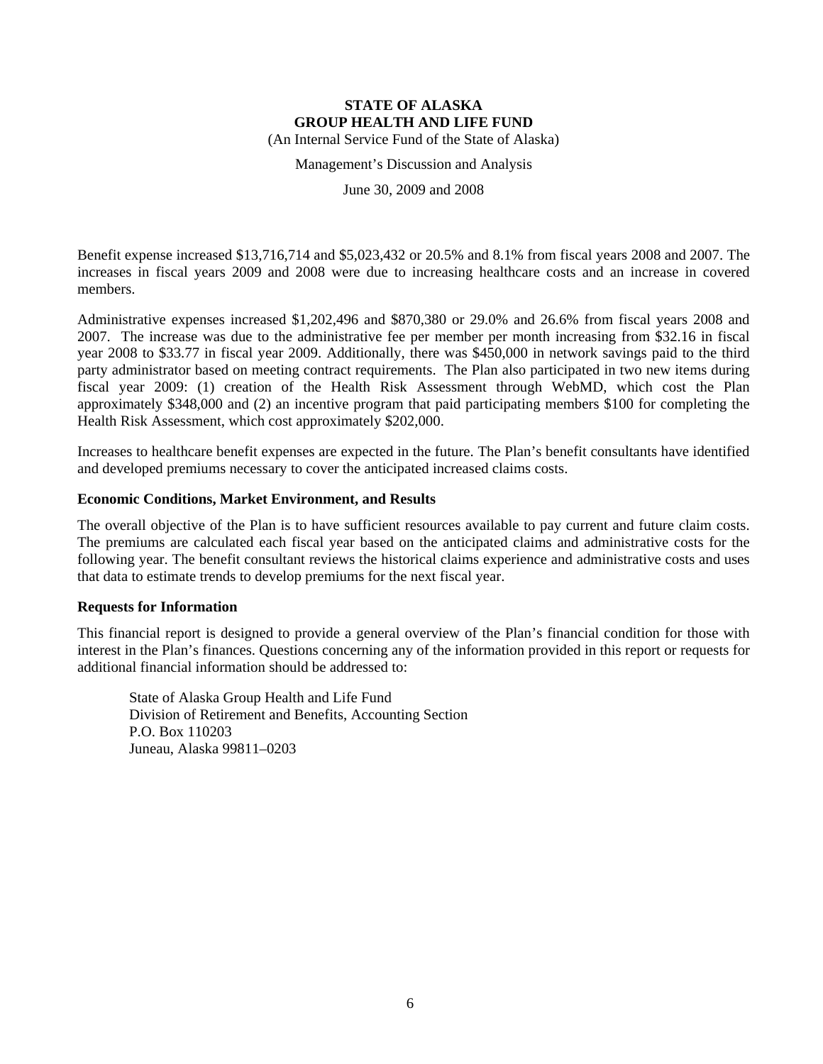Benefit expense increased $13,716,714 and $5,023,432 or 20.5% and 8.1% from fiscal years 2008 and 2007. The increases in fiscal years 2009 and 2008 were due to increasing healthcare costs and an increase in covered members.

Administrative expenses increased $1,202,496 and $870,380 or 29.0% and 26.6% from fiscal years 2008 and 2007. The increase was due to the administrative fee per member per month increasing from $32.16 in fiscal year 2008 to $33.77 in fiscal year 2009. Additionally, there was $450,000 in network savings paid to the third party administrator based on meeting contract requirements. The Plan also participated in two new items during fiscal year 2009: (1) creation of the Health Risk Assessment through WebMD, which cost the Plan approximately $348,000 and (2) an incentive program that paid participating members $100 for completing the Health Risk Assessment, which cost approximately $202,000.

Increases to healthcare benefit expenses are expected in the future. The Plan's benefit consultants have identified and developed premiums necessary to cover the anticipated increased claims costs.

### Economic Conditions, Market Environment, and Results

The overall objective of the Plan is to have sufficient resources available to pay current and future claim costs. The premiums are calculated each fiscal year based on the anticipated claims and administrative costs for the following year. The benefit consultant reviews the historical claims experience and administrative costs and uses that data to estimate trends to develop premiums for the next fiscal year.

### Requests for Information

This financial report is designed to provide a general overview of the Plan's financial condition for those with interest in the Plan's finances. Questions concerning any of the information provided in this report or requests for additional financial information should be addressed to:

State of Alaska Group Health and Life Fund
Division of Retirement and Benefits, Accounting Section
P.O. Box 110203
Juneau, Alaska 99811–0203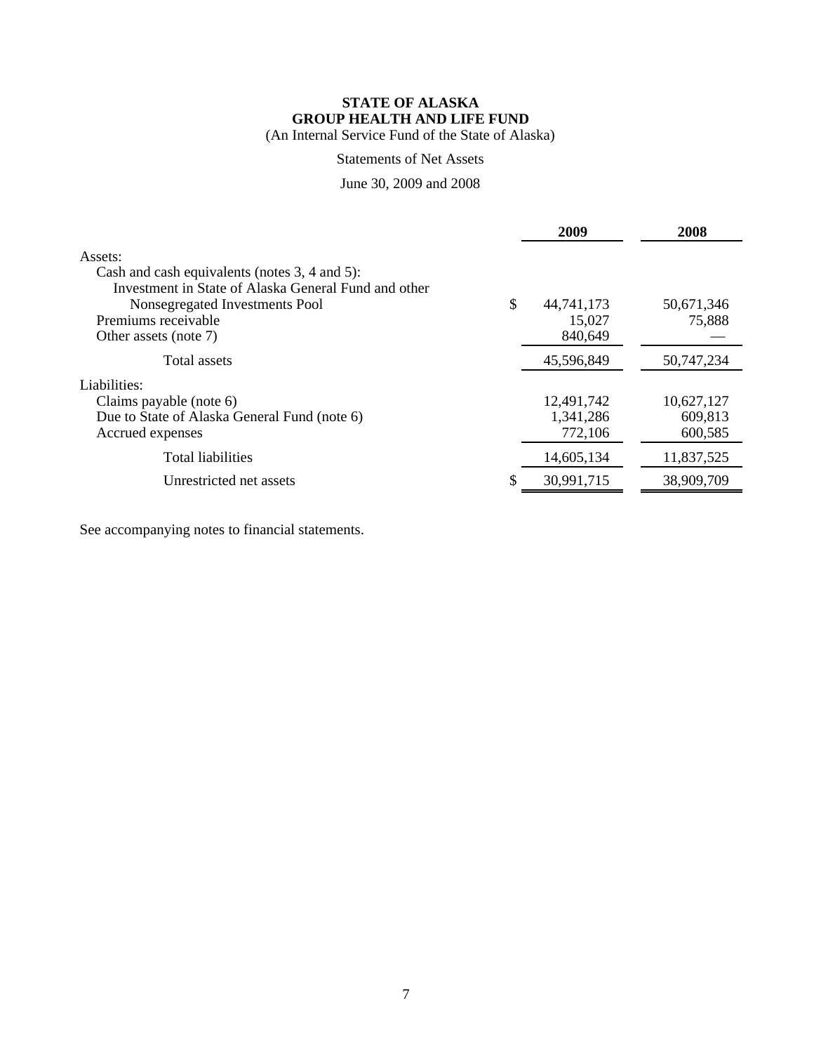**STATE OF ALASKA**
**GROUP HEALTH AND LIFE FUND**
(An Internal Service Fund of the State of Alaska)

Statements of Net Assets

June 30, 2009 and 2008

| | 2009 | 2008 |
|---|---|---|
| Assets: | | |
| Cash and cash equivalents (notes 3, 4 and 5): | | |
| Investment in State of Alaska General Fund and other Nonsegregated Investments Pool | $ 44,741,173 | 50,671,346 |
| Premiums receivable | 15,027 | 75,888 |
| Other assets (note 7) | 840,649 | — |
| Total assets | 45,596,849 | 50,747,234 |
| Liabilities: | | |
| Claims payable (note 6) | 12,491,742 | 10,627,127 |
| Due to State of Alaska General Fund (note 6) | 1,341,286 | 609,813 |
| Accrued expenses | 772,106 | 600,585 |
| Total liabilities | 14,605,134 | 11,837,525 |
| Unrestricted net assets | $ 30,991,715 | 38,909,709 |

See accompanying notes to financial statements.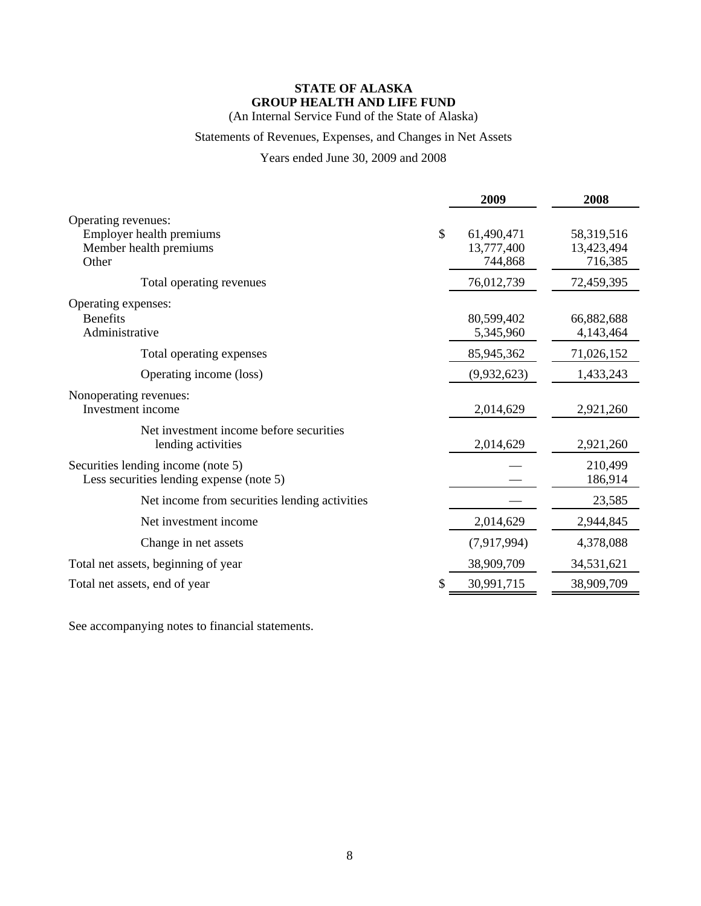**STATE OF ALASKA**
**GROUP HEALTH AND LIFE FUND**
(An Internal Service Fund of the State of Alaska)

Statements of Revenues, Expenses, and Changes in Net Assets

Years ended June 30, 2009 and 2008

| | 2009 | 2008 |
|---|---|---|
| Operating revenues: | | |
| Employer health premiums | $ 61,490,471 | 58,319,516 |
| Member health premiums | 13,777,400 | 13,423,494 |
| Other | 744,868 | 716,385 |
| Total operating revenues | 76,012,739 | 72,459,395 |
| Operating expenses: | | |
| Benefits | 80,599,402 | 66,882,688 |
| Administrative | 5,345,960 | 4,143,464 |
| Total operating expenses | 85,945,362 | 71,026,152 |
| Operating income (loss) | (9,932,623) | 1,433,243 |
| Nonoperating revenues: | | |
| Investment income | 2,014,629 | 2,921,260 |
| Net investment income before securities lending activities | 2,014,629 | 2,921,260 |
| Securities lending income (note 5) | — | 210,499 |
| Less securities lending expense (note 5) | — | 186,914 |
| Net income from securities lending activities | — | 23,585 |
| Net investment income | 2,014,629 | 2,944,845 |
| Change in net assets | (7,917,994) | 4,378,088 |
| Total net assets, beginning of year | 38,909,709 | 34,531,621 |
| Total net assets, end of year | $ 30,991,715 | 38,909,709 |

See accompanying notes to financial statements.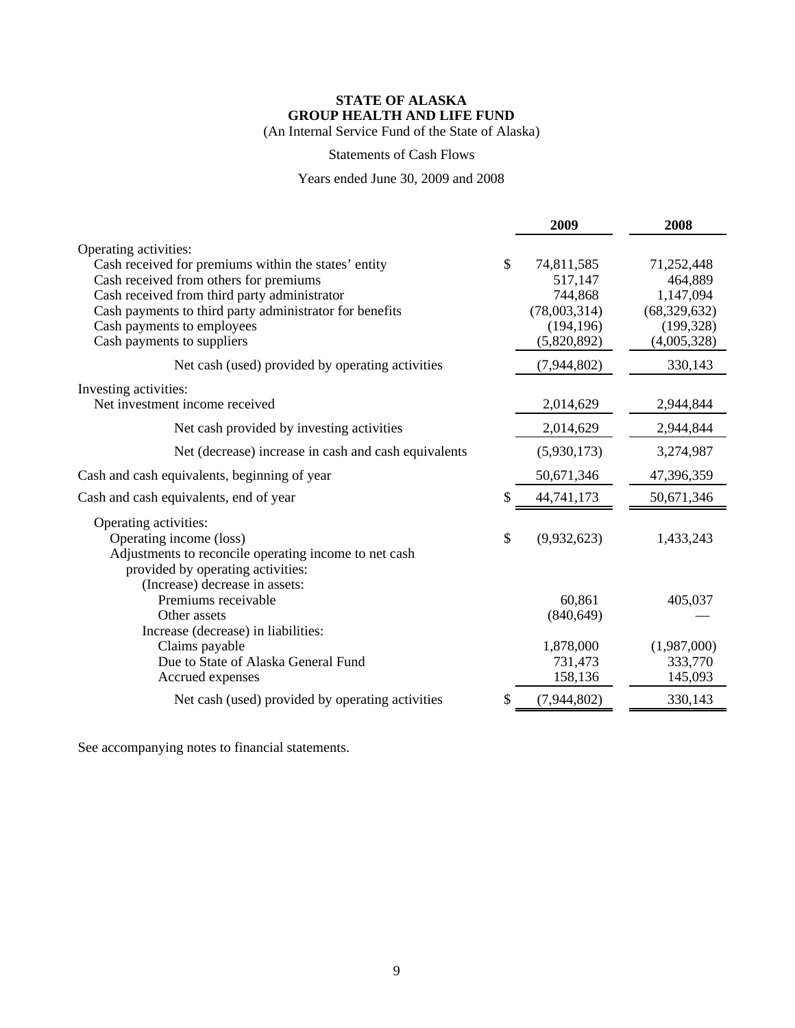# STATE OF ALASKA
# GROUP HEALTH AND LIFE FUND

(An Internal Service Fund of the State of Alaska)

Statements of Cash Flows

Years ended June 30, 2009 and 2008

| | 2009 | 2008 |
|---|---|---|
| Operating activities: | | |
| Cash received for premiums within the states' entity | $ 74,811,585 | 71,252,448 |
| Cash received from others for premiums | 517,147 | 464,889 |
| Cash received from third party administrator | 744,868 | 1,147,094 |
| Cash payments to third party administrator for benefits | (78,003,314) | (68,329,632) |
| Cash payments to employees | (194,196) | (199,328) |
| Cash payments to suppliers | (5,820,892) | (4,005,328) |
| Net cash (used) provided by operating activities | (7,944,802) | 330,143 |
| Investing activities: | | |
| Net investment income received | 2,014,629 | 2,944,844 |
| Net cash provided by investing activities | 2,014,629 | 2,944,844 |
| Net (decrease) increase in cash and cash equivalents | (5,930,173) | 3,274,987 |
| Cash and cash equivalents, beginning of year | 50,671,346 | 47,396,359 |
| Cash and cash equivalents, end of year | $ 44,741,173 | 50,671,346 |
| Operating activities: | | |
| Operating income (loss) | $ (9,932,623) | 1,433,243 |
| Adjustments to reconcile operating income to net cash provided by operating activities: | | |
| (Increase) decrease in assets: | | |
| Premiums receivable | 60,861 | 405,037 |
| Other assets | (840,649) | — |
| Increase (decrease) in liabilities: | | |
| Claims payable | 1,878,000 | (1,987,000) |
| Due to State of Alaska General Fund | 731,473 | 333,770 |
| Accrued expenses | 158,136 | 145,093 |
| Net cash (used) provided by operating activities | $ (7,944,802) | 330,143 |

See accompanying notes to financial statements.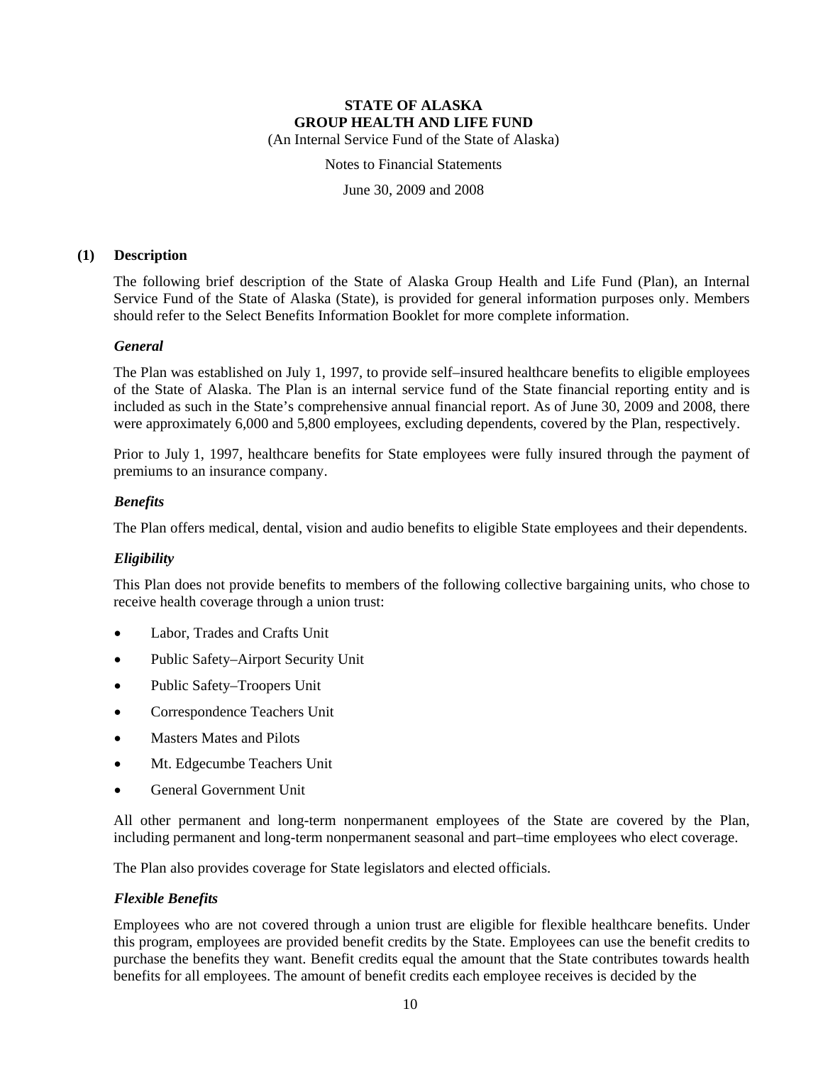**STATE OF ALASKA**
**GROUP HEALTH AND LIFE FUND**
(An Internal Service Fund of the State of Alaska)

Notes to Financial Statements

June 30, 2009 and 2008

## (1) Description

The following brief description of the State of Alaska Group Health and Life Fund (Plan), an Internal Service Fund of the State of Alaska (State), is provided for general information purposes only. Members should refer to the Select Benefits Information Booklet for more complete information.

### *General*

The Plan was established on July 1, 1997, to provide self–insured healthcare benefits to eligible employees of the State of Alaska. The Plan is an internal service fund of the State financial reporting entity and is included as such in the State's comprehensive annual financial report. As of June 30, 2009 and 2008, there were approximately 6,000 and 5,800 employees, excluding dependents, covered by the Plan, respectively.

Prior to July 1, 1997, healthcare benefits for State employees were fully insured through the payment of premiums to an insurance company.

### *Benefits*

The Plan offers medical, dental, vision and audio benefits to eligible State employees and their dependents.

### *Eligibility*

This Plan does not provide benefits to members of the following collective bargaining units, who chose to receive health coverage through a union trust:

- Labor, Trades and Crafts Unit
- Public Safety–Airport Security Unit
- Public Safety–Troopers Unit
- Correspondence Teachers Unit
- Masters Mates and Pilots
- Mt. Edgecumbe Teachers Unit
- General Government Unit

All other permanent and long-term nonpermanent employees of the State are covered by the Plan, including permanent and long-term nonpermanent seasonal and part–time employees who elect coverage.

The Plan also provides coverage for State legislators and elected officials.

### *Flexible Benefits*

Employees who are not covered through a union trust are eligible for flexible healthcare benefits. Under this program, employees are provided benefit credits by the State. Employees can use the benefit credits to purchase the benefits they want. Benefit credits equal the amount that the State contributes towards health benefits for all employees. The amount of benefit credits each employee receives is decided by the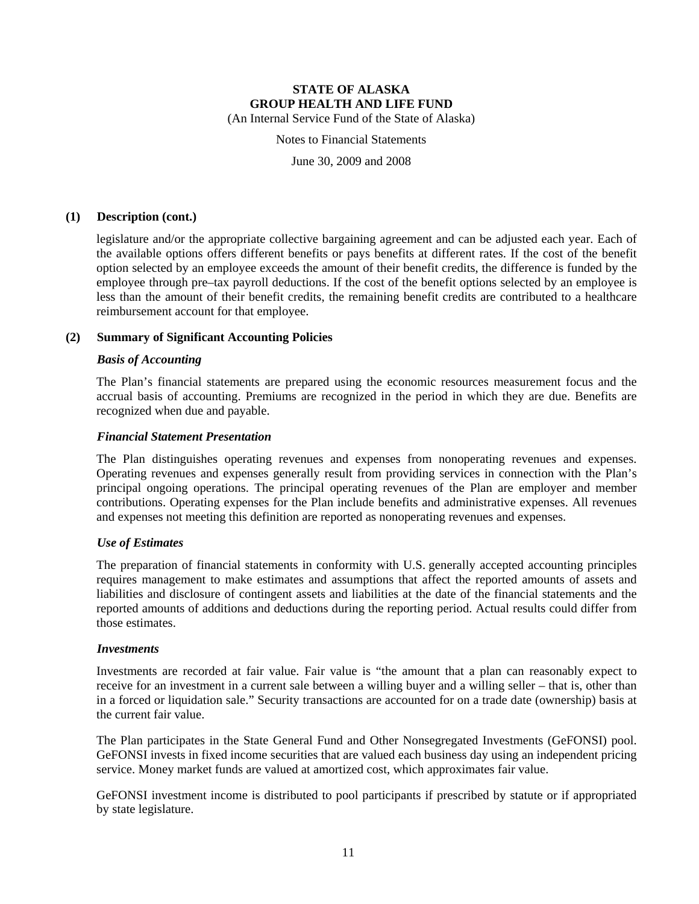## (1) Description (cont.)

legislature and/or the appropriate collective bargaining agreement and can be adjusted each year. Each of the available options offers different benefits or pays benefits at different rates. If the cost of the benefit option selected by an employee exceeds the amount of their benefit credits, the difference is funded by the employee through pre–tax payroll deductions. If the cost of the benefit options selected by an employee is less than the amount of their benefit credits, the remaining benefit credits are contributed to a healthcare reimbursement account for that employee.

## (2) Summary of Significant Accounting Policies

### *Basis of Accounting*

The Plan's financial statements are prepared using the economic resources measurement focus and the accrual basis of accounting. Premiums are recognized in the period in which they are due. Benefits are recognized when due and payable.

### *Financial Statement Presentation*

The Plan distinguishes operating revenues and expenses from nonoperating revenues and expenses. Operating revenues and expenses generally result from providing services in connection with the Plan's principal ongoing operations. The principal operating revenues of the Plan are employer and member contributions. Operating expenses for the Plan include benefits and administrative expenses. All revenues and expenses not meeting this definition are reported as nonoperating revenues and expenses.

### *Use of Estimates*

The preparation of financial statements in conformity with U.S. generally accepted accounting principles requires management to make estimates and assumptions that affect the reported amounts of assets and liabilities and disclosure of contingent assets and liabilities at the date of the financial statements and the reported amounts of additions and deductions during the reporting period. Actual results could differ from those estimates.

### *Investments*

Investments are recorded at fair value. Fair value is "the amount that a plan can reasonably expect to receive for an investment in a current sale between a willing buyer and a willing seller – that is, other than in a forced or liquidation sale." Security transactions are accounted for on a trade date (ownership) basis at the current fair value.

The Plan participates in the State General Fund and Other Nonsegregated Investments (GeFONSI) pool. GeFONSI invests in fixed income securities that are valued each business day using an independent pricing service. Money market funds are valued at amortized cost, which approximates fair value.

GeFONSI investment income is distributed to pool participants if prescribed by statute or if appropriated by state legislature.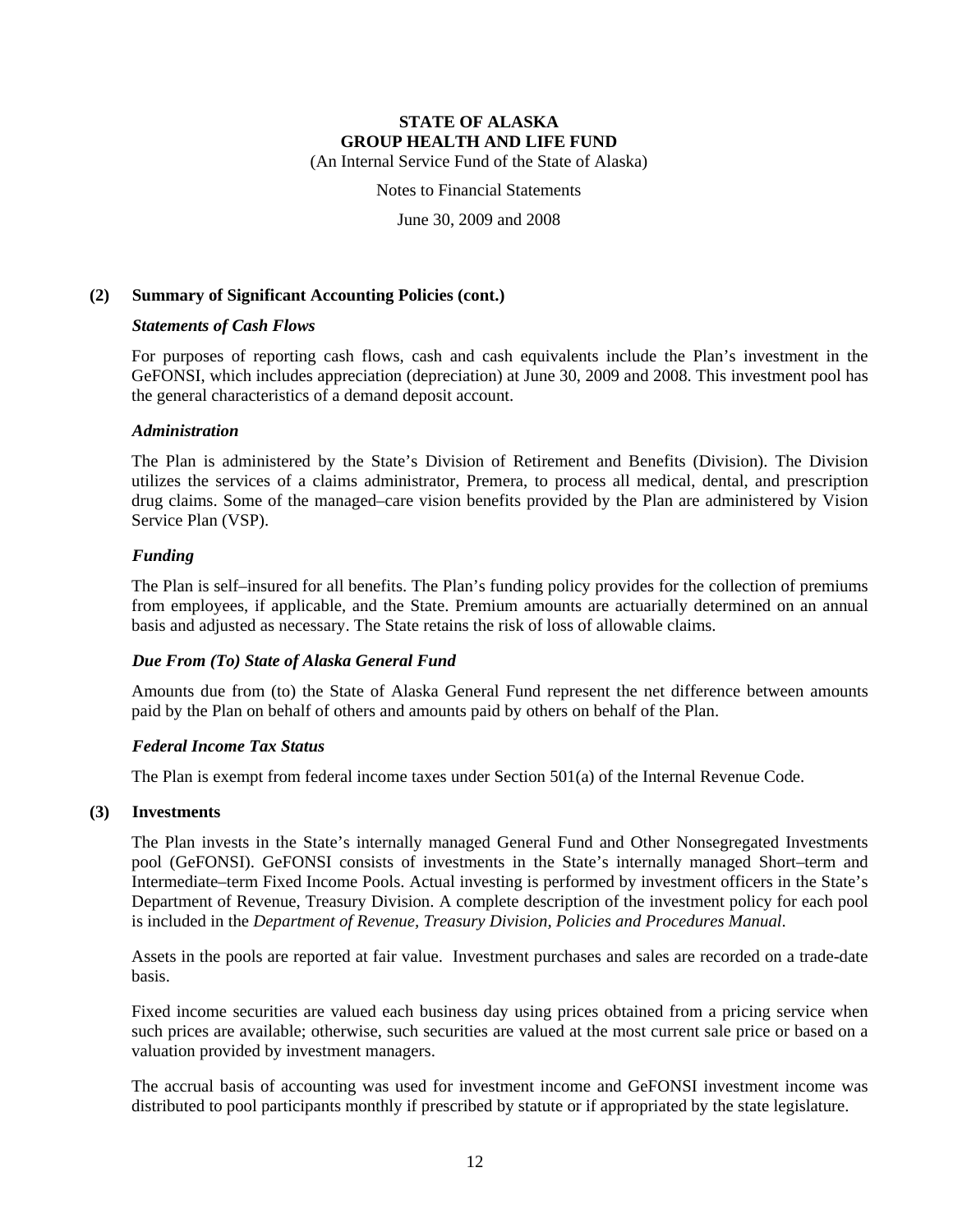**STATE OF ALASKA**
**GROUP HEALTH AND LIFE FUND**
(An Internal Service Fund of the State of Alaska)

Notes to Financial Statements

June 30, 2009 and 2008

## (2) Summary of Significant Accounting Policies (cont.)

### *Statements of Cash Flows*

For purposes of reporting cash flows, cash and cash equivalents include the Plan's investment in the GeFONSI, which includes appreciation (depreciation) at June 30, 2009 and 2008. This investment pool has the general characteristics of a demand deposit account.

### *Administration*

The Plan is administered by the State's Division of Retirement and Benefits (Division). The Division utilizes the services of a claims administrator, Premera, to process all medical, dental, and prescription drug claims. Some of the managed–care vision benefits provided by the Plan are administered by Vision Service Plan (VSP).

### *Funding*

The Plan is self–insured for all benefits. The Plan's funding policy provides for the collection of premiums from employees, if applicable, and the State. Premium amounts are actuarially determined on an annual basis and adjusted as necessary. The State retains the risk of loss of allowable claims.

### *Due From (To) State of Alaska General Fund*

Amounts due from (to) the State of Alaska General Fund represent the net difference between amounts paid by the Plan on behalf of others and amounts paid by others on behalf of the Plan.

### *Federal Income Tax Status*

The Plan is exempt from federal income taxes under Section 501(a) of the Internal Revenue Code.

## (3) Investments

The Plan invests in the State's internally managed General Fund and Other Nonsegregated Investments pool (GeFONSI). GeFONSI consists of investments in the State's internally managed Short–term and Intermediate–term Fixed Income Pools. Actual investing is performed by investment officers in the State's Department of Revenue, Treasury Division. A complete description of the investment policy for each pool is included in the *Department of Revenue, Treasury Division, Policies and Procedures Manual*.

Assets in the pools are reported at fair value. Investment purchases and sales are recorded on a trade-date basis.

Fixed income securities are valued each business day using prices obtained from a pricing service when such prices are available; otherwise, such securities are valued at the most current sale price or based on a valuation provided by investment managers.

The accrual basis of accounting was used for investment income and GeFONSI investment income was distributed to pool participants monthly if prescribed by statute or if appropriated by the state legislature.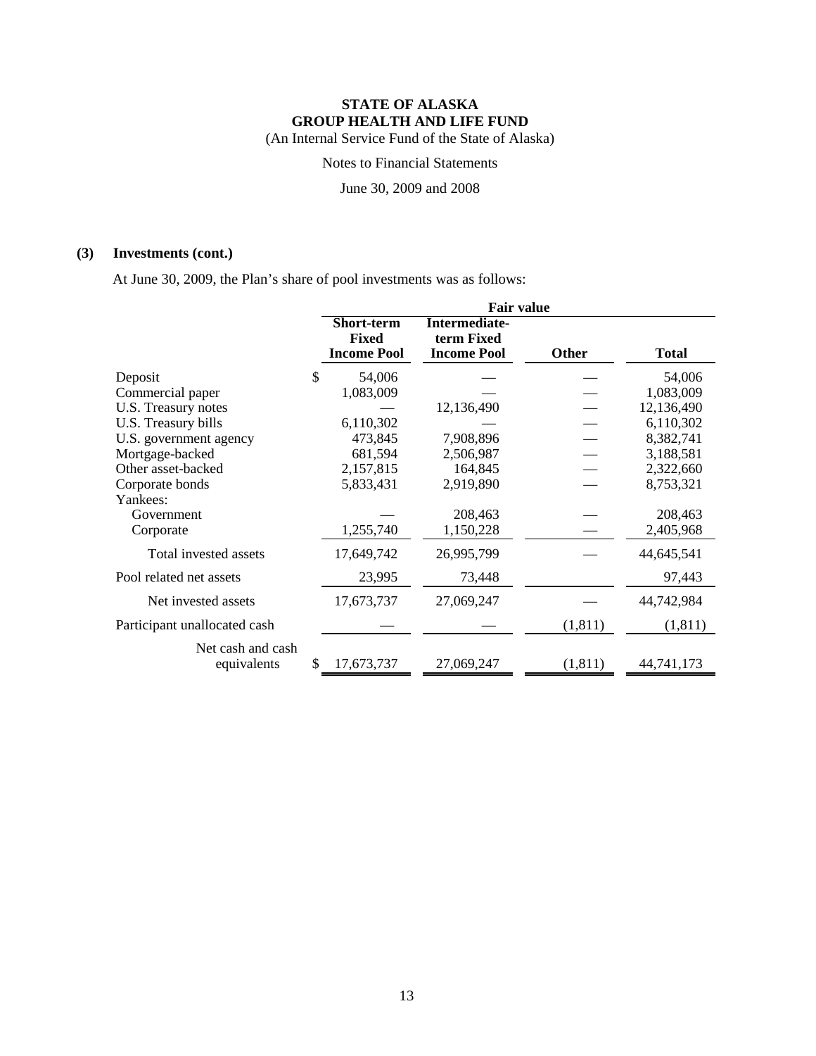# STATE OF ALASKA
## GROUP HEALTH AND LIFE FUND

(An Internal Service Fund of the State of Alaska)

Notes to Financial Statements

June 30, 2009 and 2008

### (3) Investments (cont.)

At June 30, 2009, the Plan's share of pool investments was as follows:

| | Fair value | | | |
|---|---|---|---|---|
| | **Short-term Fixed Income Pool** | **Intermediate-term Fixed Income Pool** | **Other** | **Total** |
| Deposit | $ 54,006 | — | — | 54,006 |
| Commercial paper | 1,083,009 | — | — | 1,083,009 |
| U.S. Treasury notes | — | 12,136,490 | — | 12,136,490 |
| U.S. Treasury bills | 6,110,302 | — | — | 6,110,302 |
| U.S. government agency | 473,845 | 7,908,896 | — | 8,382,741 |
| Mortgage-backed | 681,594 | 2,506,987 | — | 3,188,581 |
| Other asset-backed | 2,157,815 | 164,845 | — | 2,322,660 |
| Corporate bonds | 5,833,431 | 2,919,890 | — | 8,753,321 |
| Yankees: | | | | |
| Government | — | 208,463 | — | 208,463 |
| Corporate | 1,255,740 | 1,150,228 | — | 2,405,968 |
| Total invested assets | 17,649,742 | 26,995,799 | — | 44,645,541 |
| Pool related net assets | 23,995 | 73,448 | | 97,443 |
| Net invested assets | 17,673,737 | 27,069,247 | — | 44,742,984 |
| Participant unallocated cash | — | — | (1,811) | (1,811) |
| Net cash and cash equivalents | $ 17,673,737 | 27,069,247 | (1,811) | 44,741,173 |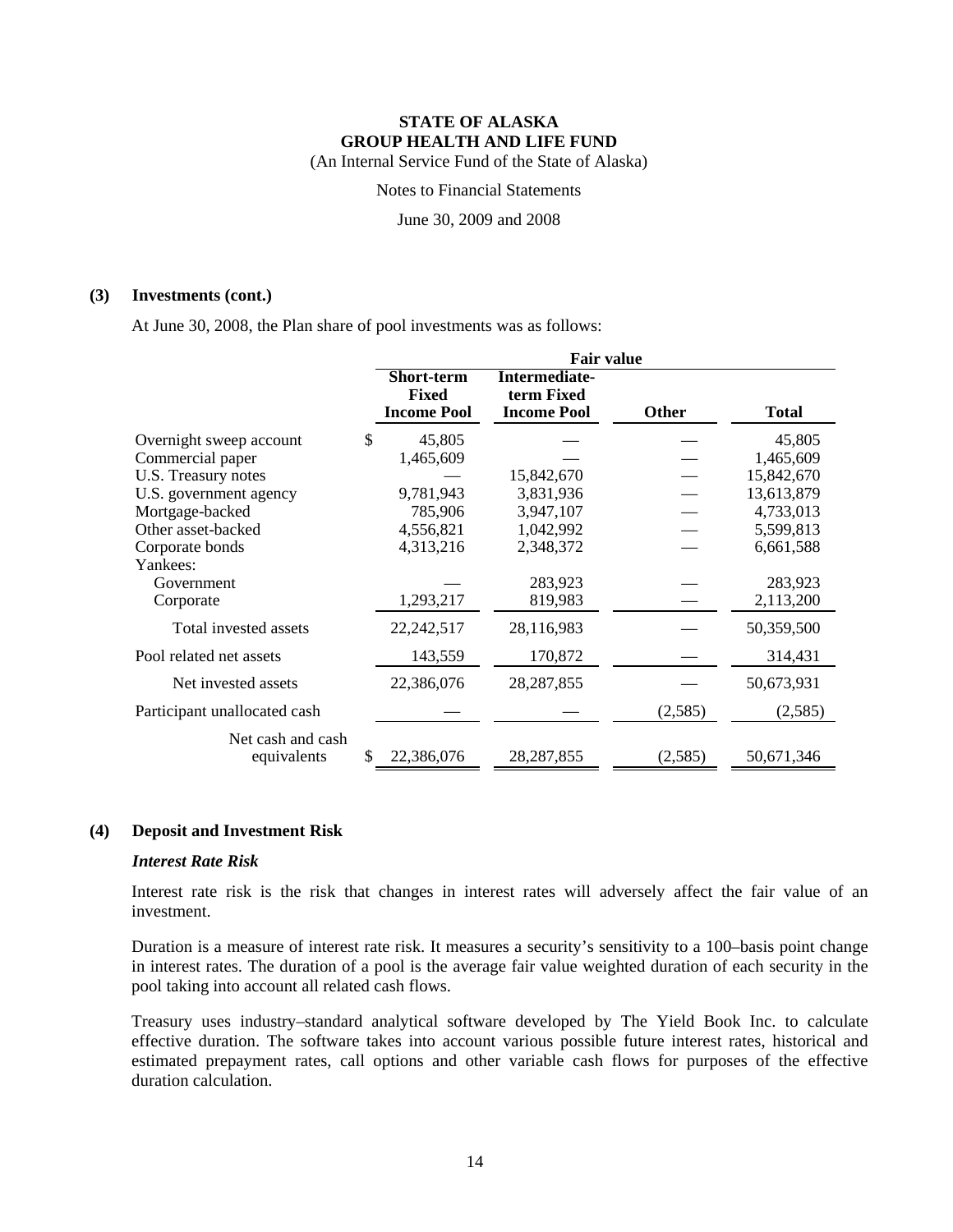**STATE OF ALASKA**
**GROUP HEALTH AND LIFE FUND**
(An Internal Service Fund of the State of Alaska)

Notes to Financial Statements

June 30, 2009 and 2008

**(3) Investments (cont.)**

At June 30, 2008, the Plan share of pool investments was as follows:

| | Fair value | | | |
|---|---|---|---|---|
| | **Short-term Fixed Income Pool** | **Intermediate-term Fixed Income Pool** | **Other** | **Total** |
| Overnight sweep account | $ 45,805 | — | — | 45,805 |
| Commercial paper | 1,465,609 | — | — | 1,465,609 |
| U.S. Treasury notes | — | 15,842,670 | — | 15,842,670 |
| U.S. government agency | 9,781,943 | 3,831,936 | — | 13,613,879 |
| Mortgage-backed | 785,906 | 3,947,107 | — | 4,733,013 |
| Other asset-backed | 4,556,821 | 1,042,992 | — | 5,599,813 |
| Corporate bonds | 4,313,216 | 2,348,372 | — | 6,661,588 |
| Yankees: | | | | |
| Government | — | 283,923 | — | 283,923 |
| Corporate | 1,293,217 | 819,983 | — | 2,113,200 |
| Total invested assets | 22,242,517 | 28,116,983 | — | 50,359,500 |
| Pool related net assets | 143,559 | 170,872 | — | 314,431 |
| Net invested assets | 22,386,076 | 28,287,855 | — | 50,673,931 |
| Participant unallocated cash | — | — | (2,585) | (2,585) |
| Net cash and cash equivalents | $ 22,386,076 | 28,287,855 | (2,585) | 50,671,346 |

**(4) Deposit and Investment Risk**

***Interest Rate Risk***

Interest rate risk is the risk that changes in interest rates will adversely affect the fair value of an investment.

Duration is a measure of interest rate risk. It measures a security's sensitivity to a 100–basis point change in interest rates. The duration of a pool is the average fair value weighted duration of each security in the pool taking into account all related cash flows.

Treasury uses industry–standard analytical software developed by The Yield Book Inc. to calculate effective duration. The software takes into account various possible future interest rates, historical and estimated prepayment rates, call options and other variable cash flows for purposes of the effective duration calculation.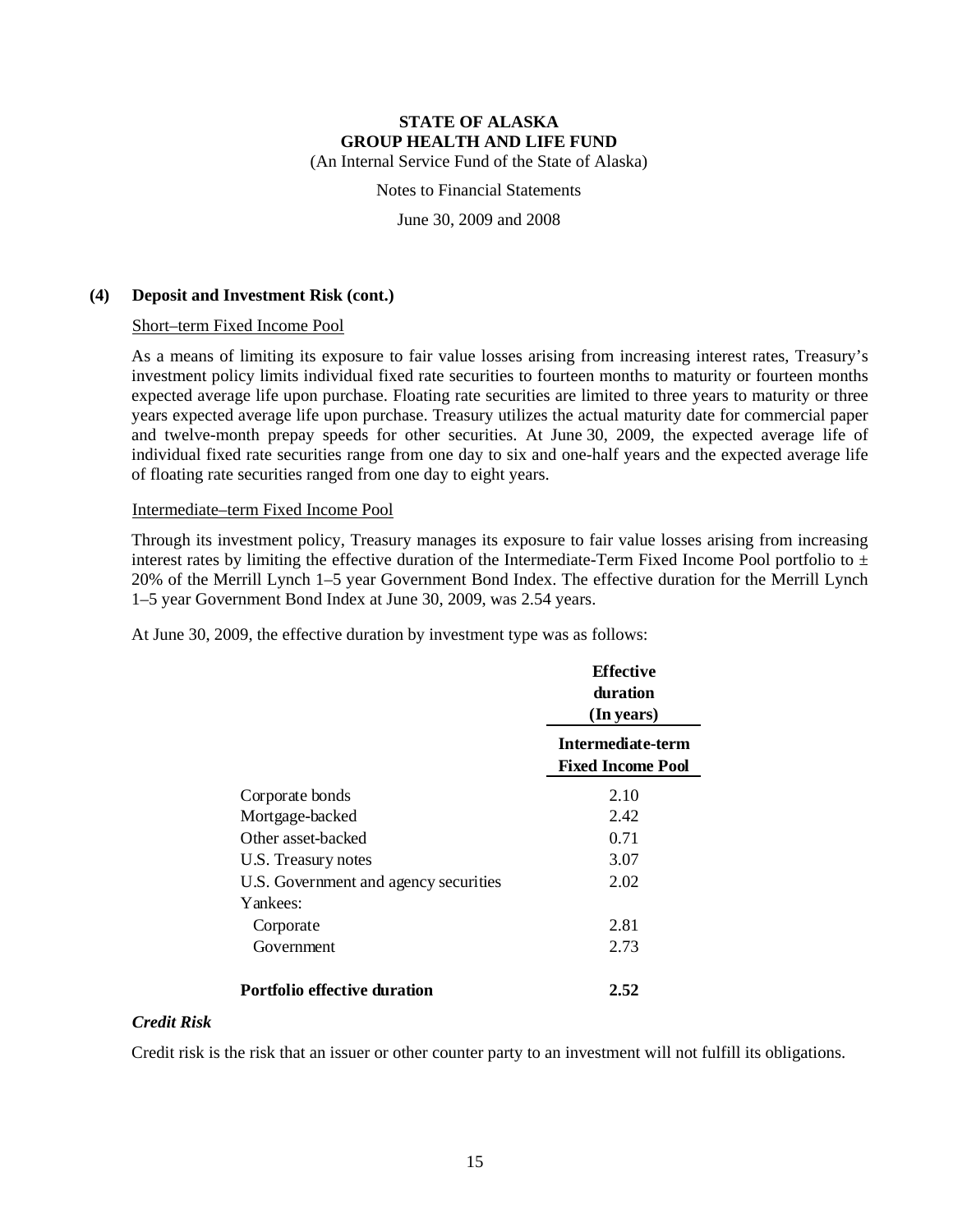## (4) Deposit and Investment Risk (cont.)

Short–term Fixed Income Pool

As a means of limiting its exposure to fair value losses arising from increasing interest rates, Treasury's investment policy limits individual fixed rate securities to fourteen months to maturity or fourteen months expected average life upon purchase. Floating rate securities are limited to three years to maturity or three years expected average life upon purchase. Treasury utilizes the actual maturity date for commercial paper and twelve-month prepay speeds for other securities. At June 30, 2009, the expected average life of individual fixed rate securities range from one day to six and one-half years and the expected average life of floating rate securities ranged from one day to eight years.

Intermediate–term Fixed Income Pool

Through its investment policy, Treasury manages its exposure to fair value losses arising from increasing interest rates by limiting the effective duration of the Intermediate-Term Fixed Income Pool portfolio to ± 20% of the Merrill Lynch 1–5 year Government Bond Index. The effective duration for the Merrill Lynch 1–5 year Government Bond Index at June 30, 2009, was 2.54 years.

At June 30, 2009, the effective duration by investment type was as follows:

| | Effective duration (In years) |
|---|---|
| | Intermediate-term Fixed Income Pool |
| Corporate bonds | 2.10 |
| Mortgage-backed | 2.42 |
| Other asset-backed | 0.71 |
| U.S. Treasury notes | 3.07 |
| U.S. Government and agency securities | 2.02 |
| Yankees: | |
| Corporate | 2.81 |
| Government | 2.73 |
| **Portfolio effective duration** | **2.52** |

### *Credit Risk*

Credit risk is the risk that an issuer or other counter party to an investment will not fulfill its obligations.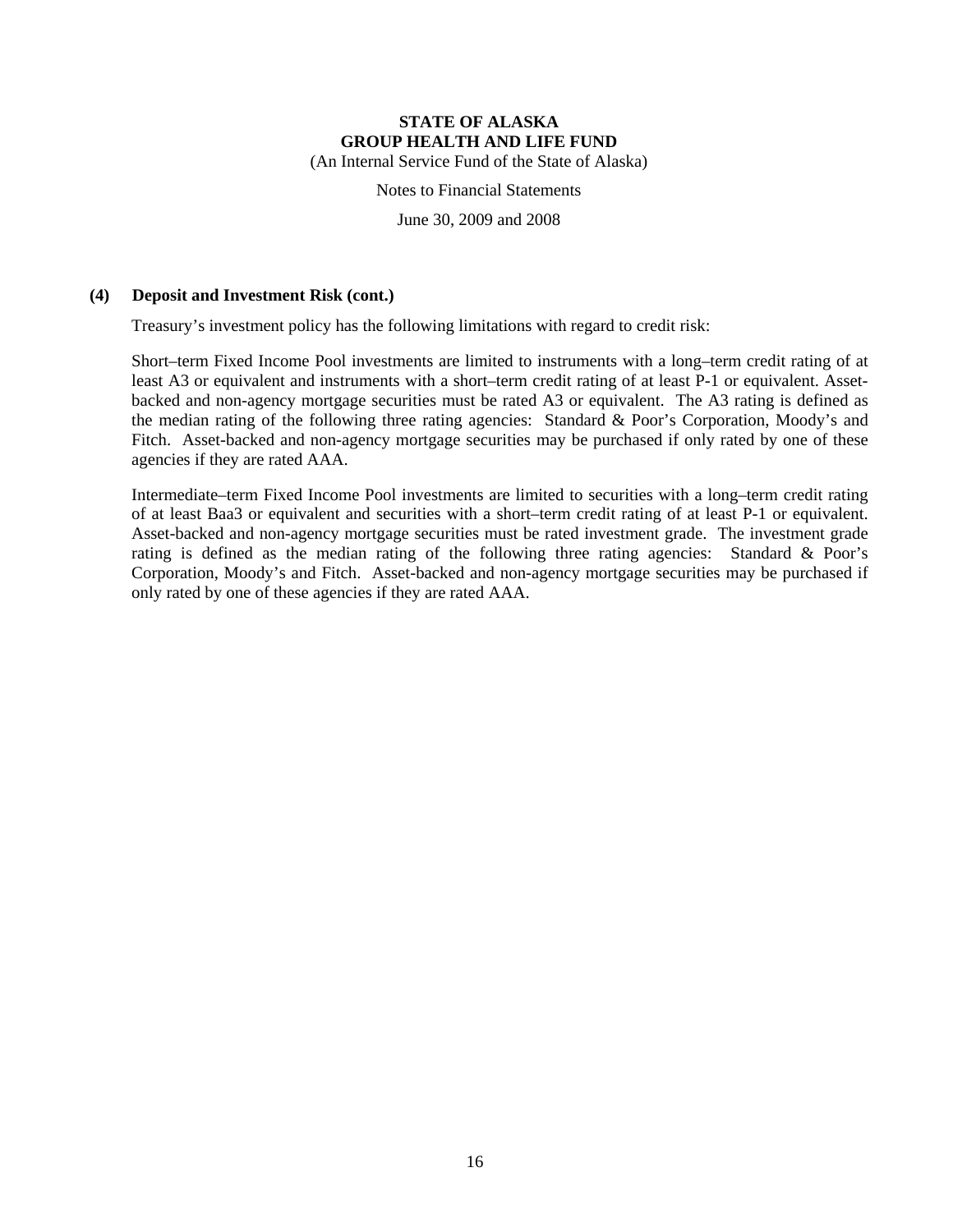## (4) Deposit and Investment Risk (cont.)

Treasury's investment policy has the following limitations with regard to credit risk:

Short–term Fixed Income Pool investments are limited to instruments with a long–term credit rating of at least A3 or equivalent and instruments with a short–term credit rating of at least P-1 or equivalent. Asset-backed and non-agency mortgage securities must be rated A3 or equivalent. The A3 rating is defined as the median rating of the following three rating agencies: Standard & Poor's Corporation, Moody's and Fitch. Asset-backed and non-agency mortgage securities may be purchased if only rated by one of these agencies if they are rated AAA.

Intermediate–term Fixed Income Pool investments are limited to securities with a long–term credit rating of at least Baa3 or equivalent and securities with a short–term credit rating of at least P-1 or equivalent. Asset-backed and non-agency mortgage securities must be rated investment grade. The investment grade rating is defined as the median rating of the following three rating agencies: Standard & Poor's Corporation, Moody's and Fitch. Asset-backed and non-agency mortgage securities may be purchased if only rated by one of these agencies if they are rated AAA.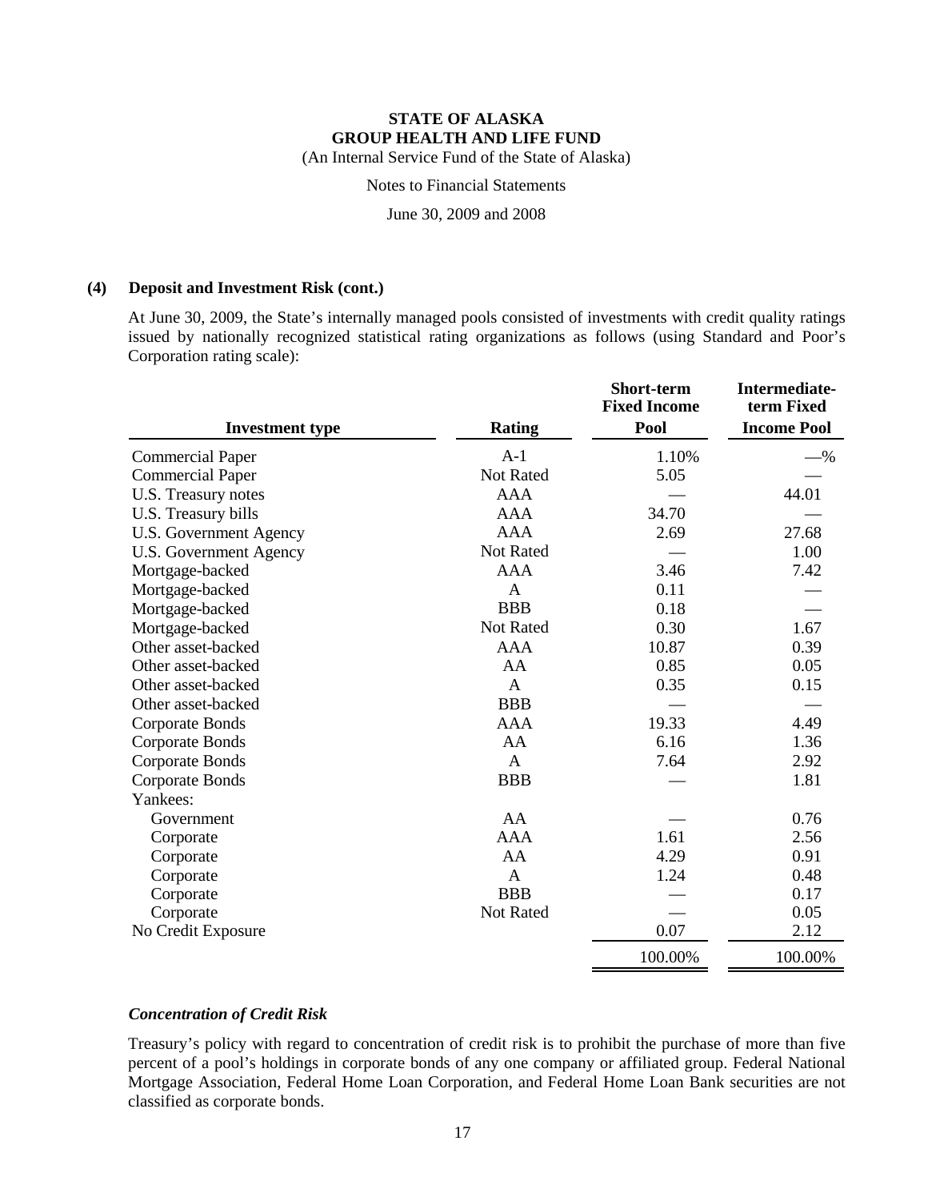**STATE OF ALASKA**
**GROUP HEALTH AND LIFE FUND**
(An Internal Service Fund of the State of Alaska)

Notes to Financial Statements

June 30, 2009 and 2008

**(4) Deposit and Investment Risk (cont.)**

At June 30, 2009, the State's internally managed pools consisted of investments with credit quality ratings issued by nationally recognized statistical rating organizations as follows (using Standard and Poor's Corporation rating scale):

| Investment type | Rating | Short-term Fixed Income Pool | Intermediate-term Fixed Income Pool |
|---|---|---|---|
| Commercial Paper | A-1 | 1.10% | —% |
| Commercial Paper | Not Rated | 5.05 | — |
| U.S. Treasury notes | AAA | — | 44.01 |
| U.S. Treasury bills | AAA | 34.70 | — |
| U.S. Government Agency | AAA | 2.69 | 27.68 |
| U.S. Government Agency | Not Rated | — | 1.00 |
| Mortgage-backed | AAA | 3.46 | 7.42 |
| Mortgage-backed | A | 0.11 | — |
| Mortgage-backed | BBB | 0.18 | — |
| Mortgage-backed | Not Rated | 0.30 | 1.67 |
| Other asset-backed | AAA | 10.87 | 0.39 |
| Other asset-backed | AA | 0.85 | 0.05 |
| Other asset-backed | A | 0.35 | 0.15 |
| Other asset-backed | BBB | — | — |
| Corporate Bonds | AAA | 19.33 | 4.49 |
| Corporate Bonds | AA | 6.16 | 1.36 |
| Corporate Bonds | A | 7.64 | 2.92 |
| Corporate Bonds | BBB | — | 1.81 |
| Yankees: | | | |
| Government | AA | — | 0.76 |
| Corporate | AAA | 1.61 | 2.56 |
| Corporate | AA | 4.29 | 0.91 |
| Corporate | A | 1.24 | 0.48 |
| Corporate | BBB | — | 0.17 |
| Corporate | Not Rated | — | 0.05 |
| No Credit Exposure | | 0.07 | 2.12 |
| | | 100.00% | 100.00% |

***Concentration of Credit Risk***

Treasury's policy with regard to concentration of credit risk is to prohibit the purchase of more than five percent of a pool's holdings in corporate bonds of any one company or affiliated group. Federal National Mortgage Association, Federal Home Loan Corporation, and Federal Home Loan Bank securities are not classified as corporate bonds.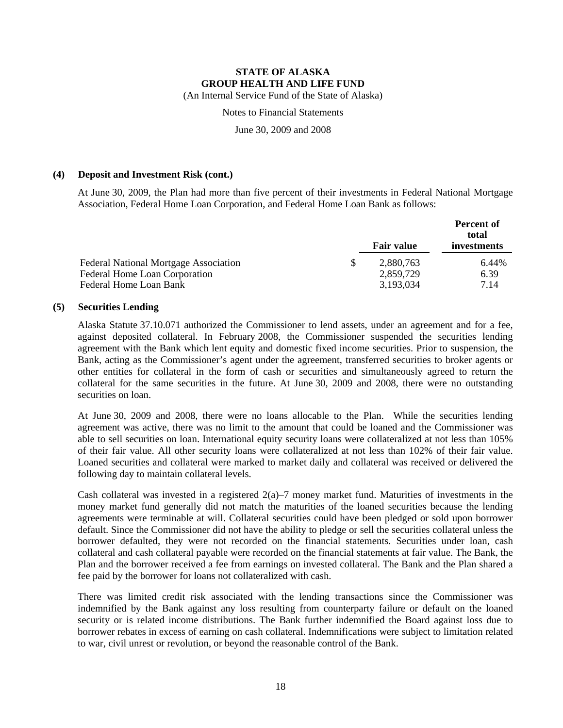**STATE OF ALASKA**
**GROUP HEALTH AND LIFE FUND**
(An Internal Service Fund of the State of Alaska)

Notes to Financial Statements

June 30, 2009 and 2008

**(4) Deposit and Investment Risk (cont.)**

At June 30, 2009, the Plan had more than five percent of their investments in Federal National Mortgage Association, Federal Home Loan Corporation, and Federal Home Loan Bank as follows:

| | Fair value | Percent of total investments |
|---|---|---|
| Federal National Mortgage Association | $ 2,880,763 | 6.44% |
| Federal Home Loan Corporation | 2,859,729 | 6.39 |
| Federal Home Loan Bank | 3,193,034 | 7.14 |

**(5) Securities Lending**

Alaska Statute 37.10.071 authorized the Commissioner to lend assets, under an agreement and for a fee, against deposited collateral. In February 2008, the Commissioner suspended the securities lending agreement with the Bank which lent equity and domestic fixed income securities. Prior to suspension, the Bank, acting as the Commissioner's agent under the agreement, transferred securities to broker agents or other entities for collateral in the form of cash or securities and simultaneously agreed to return the collateral for the same securities in the future. At June 30, 2009 and 2008, there were no outstanding securities on loan.

At June 30, 2009 and 2008, there were no loans allocable to the Plan. While the securities lending agreement was active, there was no limit to the amount that could be loaned and the Commissioner was able to sell securities on loan. International equity security loans were collateralized at not less than 105% of their fair value. All other security loans were collateralized at not less than 102% of their fair value. Loaned securities and collateral were marked to market daily and collateral was received or delivered the following day to maintain collateral levels.

Cash collateral was invested in a registered 2(a)–7 money market fund. Maturities of investments in the money market fund generally did not match the maturities of the loaned securities because the lending agreements were terminable at will. Collateral securities could have been pledged or sold upon borrower default. Since the Commissioner did not have the ability to pledge or sell the securities collateral unless the borrower defaulted, they were not recorded on the financial statements. Securities under loan, cash collateral and cash collateral payable were recorded on the financial statements at fair value. The Bank, the Plan and the borrower received a fee from earnings on invested collateral. The Bank and the Plan shared a fee paid by the borrower for loans not collateralized with cash.

There was limited credit risk associated with the lending transactions since the Commissioner was indemnified by the Bank against any loss resulting from counterparty failure or default on the loaned security or is related income distributions. The Bank further indemnified the Board against loss due to borrower rebates in excess of earning on cash collateral. Indemnifications were subject to limitation related to war, civil unrest or revolution, or beyond the reasonable control of the Bank.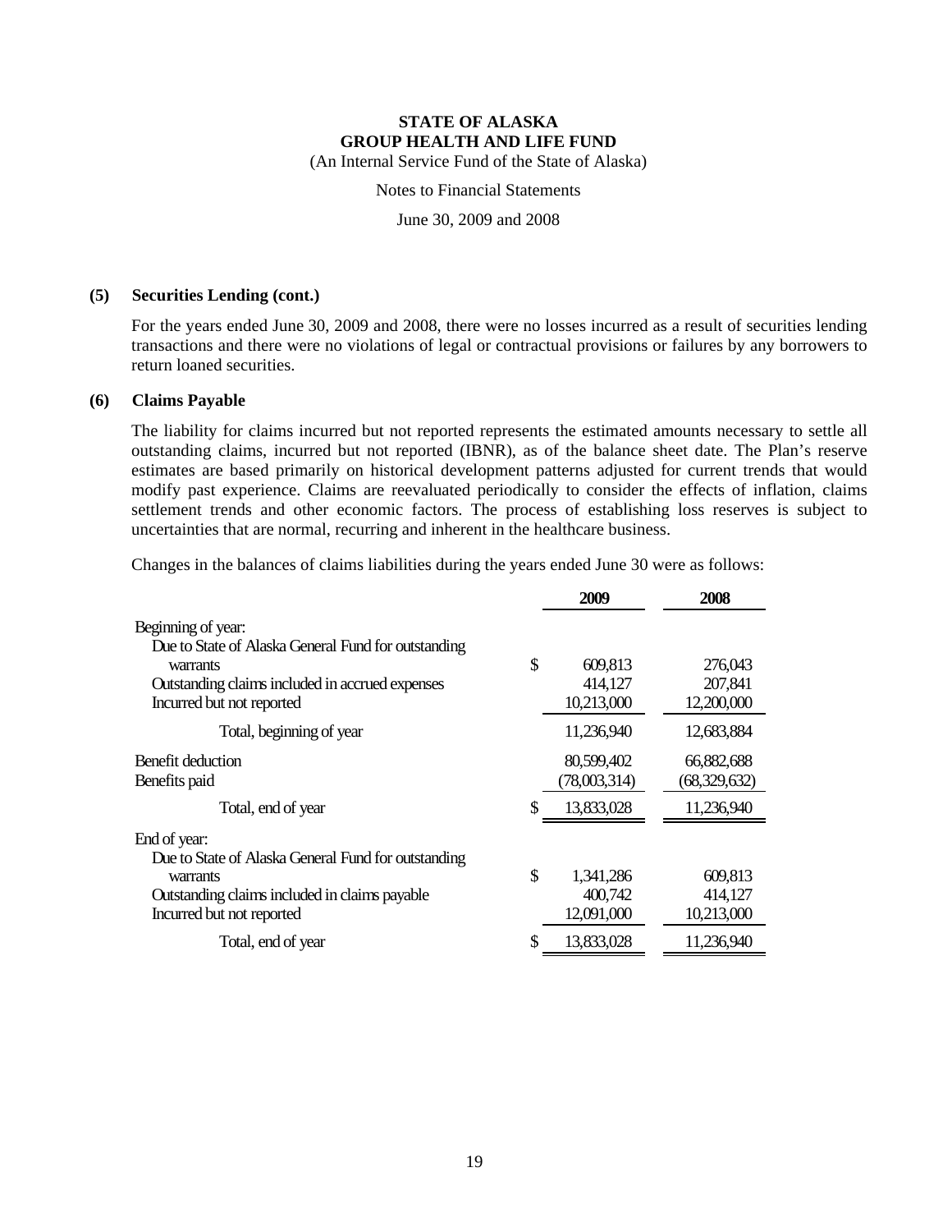**STATE OF ALASKA**
**GROUP HEALTH AND LIFE FUND**
(An Internal Service Fund of the State of Alaska)

Notes to Financial Statements

June 30, 2009 and 2008

**(5) Securities Lending (cont.)**

For the years ended June 30, 2009 and 2008, there were no losses incurred as a result of securities lending transactions and there were no violations of legal or contractual provisions or failures by any borrowers to return loaned securities.

**(6) Claims Payable**

The liability for claims incurred but not reported represents the estimated amounts necessary to settle all outstanding claims, incurred but not reported (IBNR), as of the balance sheet date. The Plan's reserve estimates are based primarily on historical development patterns adjusted for current trends that would modify past experience. Claims are reevaluated periodically to consider the effects of inflation, claims settlement trends and other economic factors. The process of establishing loss reserves is subject to uncertainties that are normal, recurring and inherent in the healthcare business.

Changes in the balances of claims liabilities during the years ended June 30 were as follows:

| | 2009 | 2008 |
|---|---|---|
| Beginning of year: | | |
| Due to State of Alaska General Fund for outstanding warrants | $ 609,813 | 276,043 |
| Outstanding claims included in accrued expenses | 414,127 | 207,841 |
| Incurred but not reported | 10,213,000 | 12,200,000 |
| Total, beginning of year | 11,236,940 | 12,683,884 |
| Benefit deduction | 80,599,402 | 66,882,688 |
| Benefits paid | (78,003,314) | (68,329,632) |
| Total, end of year | $ 13,833,028 | 11,236,940 |
| End of year: | | |
| Due to State of Alaska General Fund for outstanding warrants | $ 1,341,286 | 609,813 |
| Outstanding claims included in claims payable | 400,742 | 414,127 |
| Incurred but not reported | 12,091,000 | 10,213,000 |
| Total, end of year | $ 13,833,028 | 11,236,940 |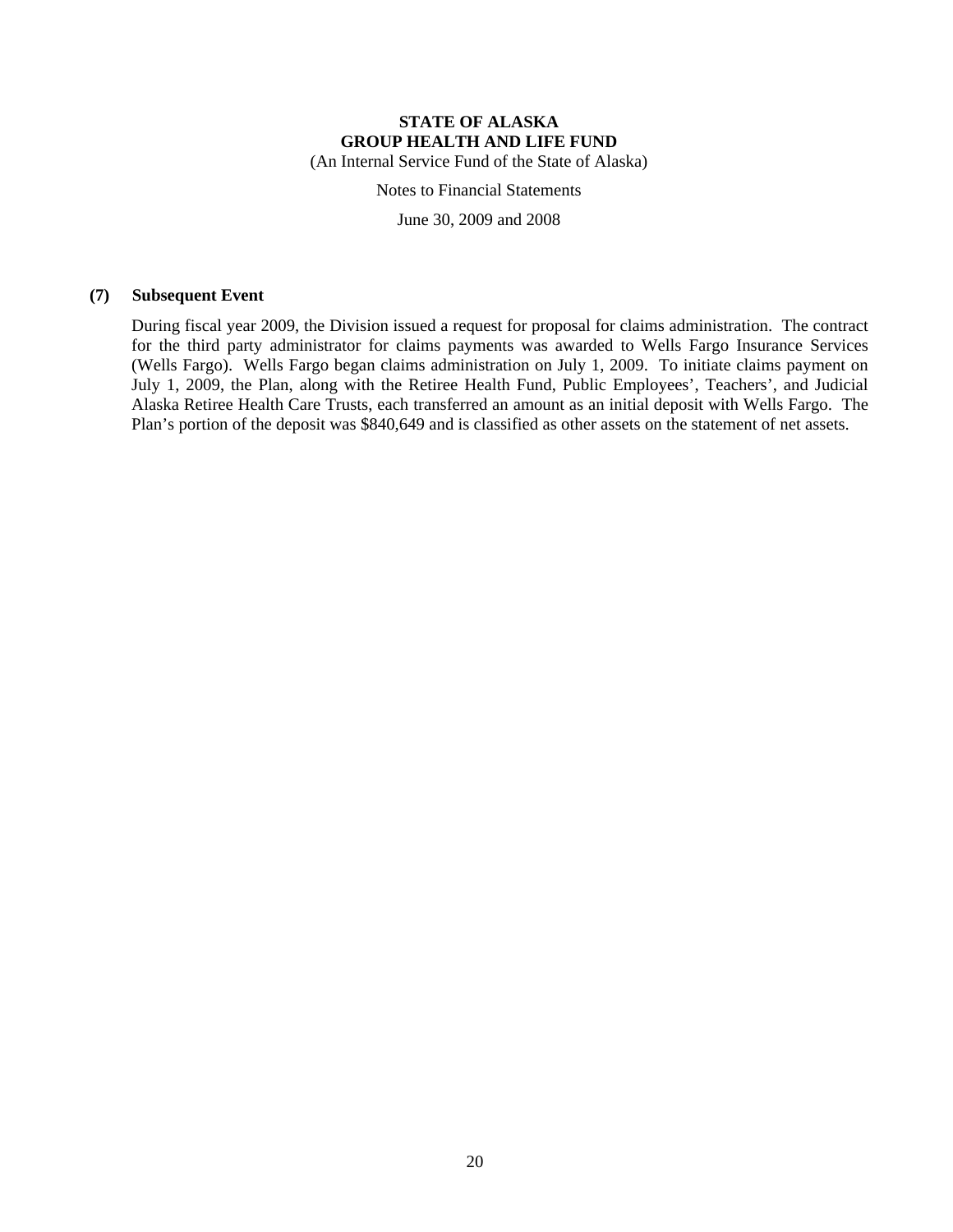# STATE OF ALASKA
## GROUP HEALTH AND LIFE FUND
(An Internal Service Fund of the State of Alaska)

Notes to Financial Statements

June 30, 2009 and 2008

**(7) Subsequent Event**

During fiscal year 2009, the Division issued a request for proposal for claims administration. The contract for the third party administrator for claims payments was awarded to Wells Fargo Insurance Services (Wells Fargo). Wells Fargo began claims administration on July 1, 2009. To initiate claims payment on July 1, 2009, the Plan, along with the Retiree Health Fund, Public Employees', Teachers', and Judicial Alaska Retiree Health Care Trusts, each transferred an amount as an initial deposit with Wells Fargo. The Plan's portion of the deposit was $840,649 and is classified as other assets on the statement of net assets.